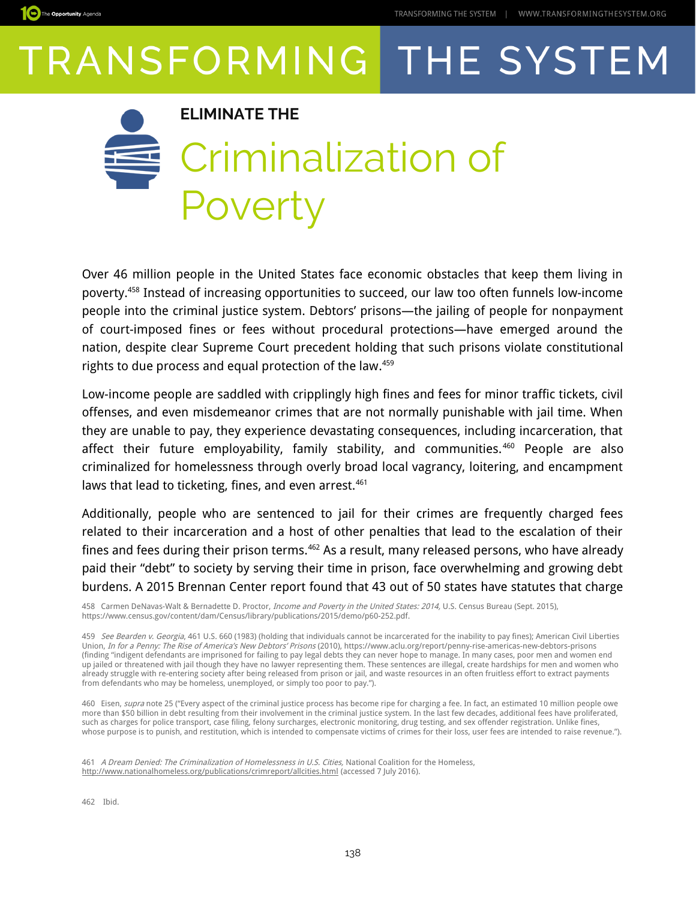# TRANSFORMING THE SYSTEM

## ELIMINATE THE Criminalization of Poverty

Over 46 million people in the United States face economic obstacles that keep them living in poverty.[458] Instead of increasing opportunities to succeed, our law too often funnels low-income people into the criminal justice system. Debtors' prisons—the jailing of people for nonpayment of court-imposed fines or fees without procedural protections—have emerged around the nation, despite clear Supreme Court precedent holding that such prisons violate constitutional rights to due process and equal protection of the law.[459]

Low-income people are saddled with cripplingly high fines and fees for minor traffic tickets, civil offenses, and even misdemeanor crimes that are not normally punishable with jail time. When they are unable to pay, they experience devastating consequences, including incarceration, that affect their future employability, family stability, and communities.[460] People are also criminalized for homelessness through overly broad local vagrancy, loitering, and encampment laws that lead to ticketing, fines, and even arrest.[461]

Additionally, people who are sentenced to jail for their crimes are frequently charged fees related to their incarceration and a host of other penalties that lead to the escalation of their fines and fees during their prison terms.[462] As a result, many released persons, who have already paid their "debt" to society by serving their time in prison, face overwhelming and growing debt burdens. A 2015 Brennan Center report found that 43 out of 50 states have statutes that charge

458 Carmen DeNavas-Walt & Bernadette D. Proctor, *Income and Poverty in the United States: 2014,* U.S. Census Bureau (Sept. 2015), https://www.census.gov/content/dam/Census/library/publications/2015/demo/p60-252.pdf.

459 *See Bearden v. Georgia*, 461 U.S. 660 (1983) (holding that individuals cannot be incarcerated for the inability to pay fines); American Civil Liberties Union, *In for a Penny: The Rise of America's New Debtors' Prisons* (2010), https://www.aclu.org/report/penny-rise-americas-new-debtors-prisons (finding "indigent defendants are imprisoned for failing to pay legal debts they can never hope to manage. In many cases, poor men and women end up jailed or threatened with jail though they have no lawyer representing them. These sentences are illegal, create hardships for men and women who already struggle with re-entering society after being released from prison or jail, and waste resources in an often fruitless effort to extract payments from defendants who may be homeless, unemployed, or simply too poor to pay.").

460 Eisen, *supra* note 25 ("Every aspect of the criminal justice process has become ripe for charging a fee. In fact, an estimated 10 million people owe more than $50 billion in debt resulting from their involvement in the criminal justice system. In the last few decades, additional fees have proliferated, such as charges for police transport, case filing, felony surcharges, electronic monitoring, drug testing, and sex offender registration. Unlike fines, whose purpose is to punish, and restitution, which is intended to compensate victims of crimes for their loss, user fees are intended to raise revenue.").

461 *A Dream Denied: The Criminalization of Homelessness in U.S. Cities,* National Coalition for the Homeless, http://www.nationalhomeless.org/publications/crimreport/allcities.html (accessed 7 July 2016).

462 Ibid.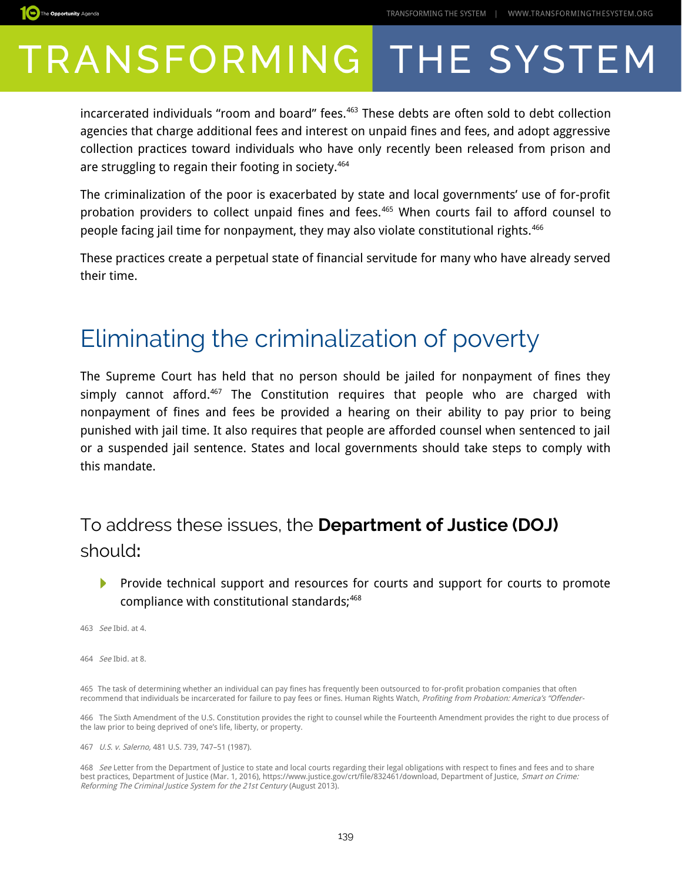incarcerated individuals "room and board" fees.[463] These debts are often sold to debt collection agencies that charge additional fees and interest on unpaid fines and fees, and adopt aggressive collection practices toward individuals who have only recently been released from prison and are struggling to regain their footing in society.[464]

The criminalization of the poor is exacerbated by state and local governments' use of for-profit probation providers to collect unpaid fines and fees.[465] When courts fail to afford counsel to people facing jail time for nonpayment, they may also violate constitutional rights.[466]

These practices create a perpetual state of financial servitude for many who have already served their time.

## Eliminating the criminalization of poverty

The Supreme Court has held that no person should be jailed for nonpayment of fines they simply cannot afford.[467] The Constitution requires that people who are charged with nonpayment of fines and fees be provided a hearing on their ability to pay prior to being punished with jail time. It also requires that people are afforded counsel when sentenced to jail or a suspended jail sentence. States and local governments should take steps to comply with this mandate.

### To address these issues, the **Department of Justice (DOJ)** should:

- Provide technical support and resources for courts and support for courts to promote compliance with constitutional standards;[468]

463 *See* Ibid. at 4.

464 *See* Ibid. at 8.

465 The task of determining whether an individual can pay fines has frequently been outsourced to for-profit probation companies that often recommend that individuals be incarcerated for failure to pay fees or fines. Human Rights Watch, *Profiting from Probation: America's "Offender-*

466 The Sixth Amendment of the U.S. Constitution provides the right to counsel while the Fourteenth Amendment provides the right to due process of the law prior to being deprived of one's life, liberty, or property.

467 *U.S. v. Salerno,* 481 U.S. 739, 747–51 (1987).

468 *See* Letter from the Department of Justice to state and local courts regarding their legal obligations with respect to fines and fees and to share best practices, Department of Justice (Mar. 1, 2016), https://www.justice.gov/crt/file/832461/download, Department of Justice, *Smart on Crime: Reforming The Criminal Justice System for the 21st Century* (August 2013).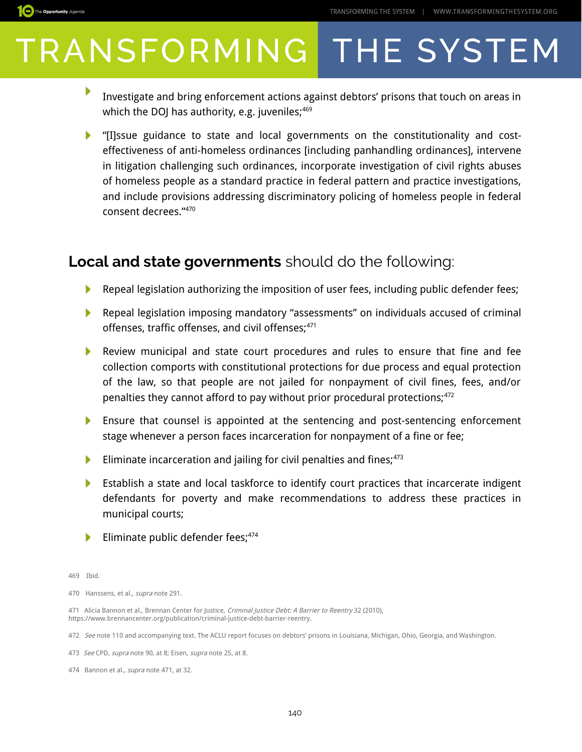- Investigate and bring enforcement actions against debtors' prisons that touch on areas in which the DOJ has authority, e.g. juveniles;[469]
- "[I]ssue guidance to state and local governments on the constitutionality and cost-effectiveness of anti-homeless ordinances [including panhandling ordinances], intervene in litigation challenging such ordinances, incorporate investigation of civil rights abuses of homeless people as a standard practice in federal pattern and practice investigations, and include provisions addressing discriminatory policing of homeless people in federal consent decrees."[470]

## **Local and state governments** should do the following:

- Repeal legislation authorizing the imposition of user fees, including public defender fees;
- Repeal legislation imposing mandatory "assessments" on individuals accused of criminal offenses, traffic offenses, and civil offenses;[471]
- Review municipal and state court procedures and rules to ensure that fine and fee collection comports with constitutional protections for due process and equal protection of the law, so that people are not jailed for nonpayment of civil fines, fees, and/or penalties they cannot afford to pay without prior procedural protections;[472]
- Ensure that counsel is appointed at the sentencing and post-sentencing enforcement stage whenever a person faces incarceration for nonpayment of a fine or fee;
- Eliminate incarceration and jailing for civil penalties and fines;[473]
- Establish a state and local taskforce to identify court practices that incarcerate indigent defendants for poverty and make recommendations to address these practices in municipal courts;
- Eliminate public defender fees;[474]

469 Ibid.

470 Hanssens, et al., *supra* note 291.

471 Alicia Bannon et al., Brennan Center for Justice, *Criminal Justice Debt: A Barrier to Reentry* 32 (2010), https://www.brennancenter.org/publication/criminal-justice-debt-barrier-reentry.

472 *See* note 110 and accompanying text. The ACLU report focuses on debtors' prisons in Louisiana, Michigan, Ohio, Georgia, and Washington.

473 *See* CPD, *supra* note 90, at 8; Eisen, *supra* note 25, at 8.

474 Bannon et al., *supra* note 471, at 32.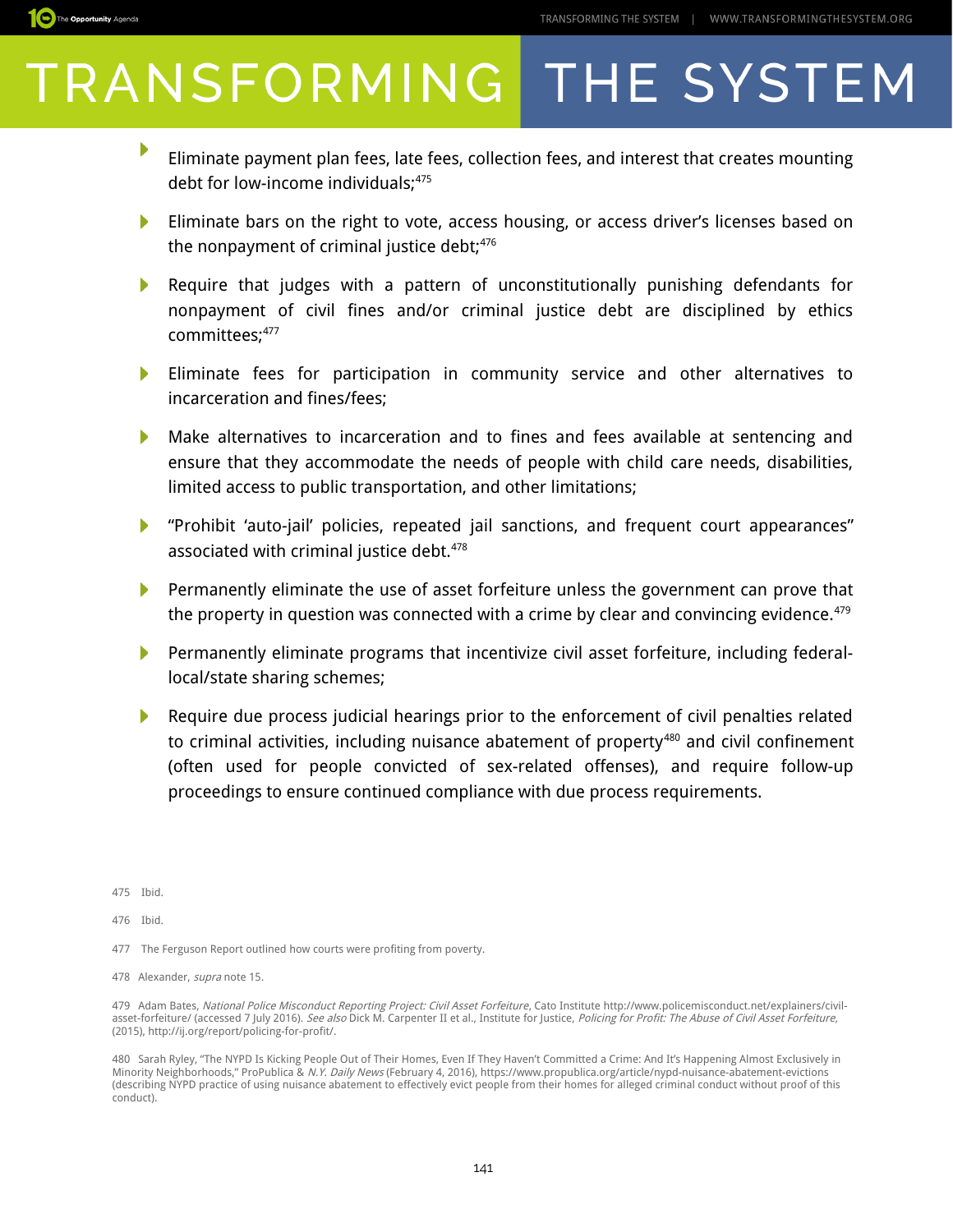- Eliminate payment plan fees, late fees, collection fees, and interest that creates mounting debt for low-income individuals;[475]

- Eliminate bars on the right to vote, access housing, or access driver's licenses based on the nonpayment of criminal justice debt;[476]

- Require that judges with a pattern of unconstitutionally punishing defendants for nonpayment of civil fines and/or criminal justice debt are disciplined by ethics committees;[477]

- Eliminate fees for participation in community service and other alternatives to incarceration and fines/fees;

- Make alternatives to incarceration and to fines and fees available at sentencing and ensure that they accommodate the needs of people with child care needs, disabilities, limited access to public transportation, and other limitations;

- "Prohibit 'auto-jail' policies, repeated jail sanctions, and frequent court appearances" associated with criminal justice debt.[478]

- Permanently eliminate the use of asset forfeiture unless the government can prove that the property in question was connected with a crime by clear and convincing evidence.[479]

- Permanently eliminate programs that incentivize civil asset forfeiture, including federal-local/state sharing schemes;

- Require due process judicial hearings prior to the enforcement of civil penalties related to criminal activities, including nuisance abatement of property[480] and civil confinement (often used for people convicted of sex-related offenses), and require follow-up proceedings to ensure continued compliance with due process requirements.

---

475 Ibid.

476 Ibid.

477 The Ferguson Report outlined how courts were profiting from poverty.

478 Alexander, *supra* note 15.

479 Adam Bates, *National Police Misconduct Reporting Project: Civil Asset Forfeiture*, Cato Institute http://www.policemisconduct.net/explainers/civil-asset-forfeiture/ (accessed 7 July 2016). *See also* Dick M. Carpenter II et al., Institute for Justice, *Policing for Profit: The Abuse of Civil Asset Forfeiture,* (2015), http://ij.org/report/policing-for-profit/.

480 Sarah Ryley, "The NYPD Is Kicking People Out of Their Homes, Even If They Haven't Committed a Crime: And It's Happening Almost Exclusively in Minority Neighborhoods," ProPublica & *N.Y. Daily News* (February 4, 2016), https://www.propublica.org/article/nypd-nuisance-abatement-evictions (describing NYPD practice of using nuisance abatement to effectively evict people from their homes for alleged criminal conduct without proof of this conduct).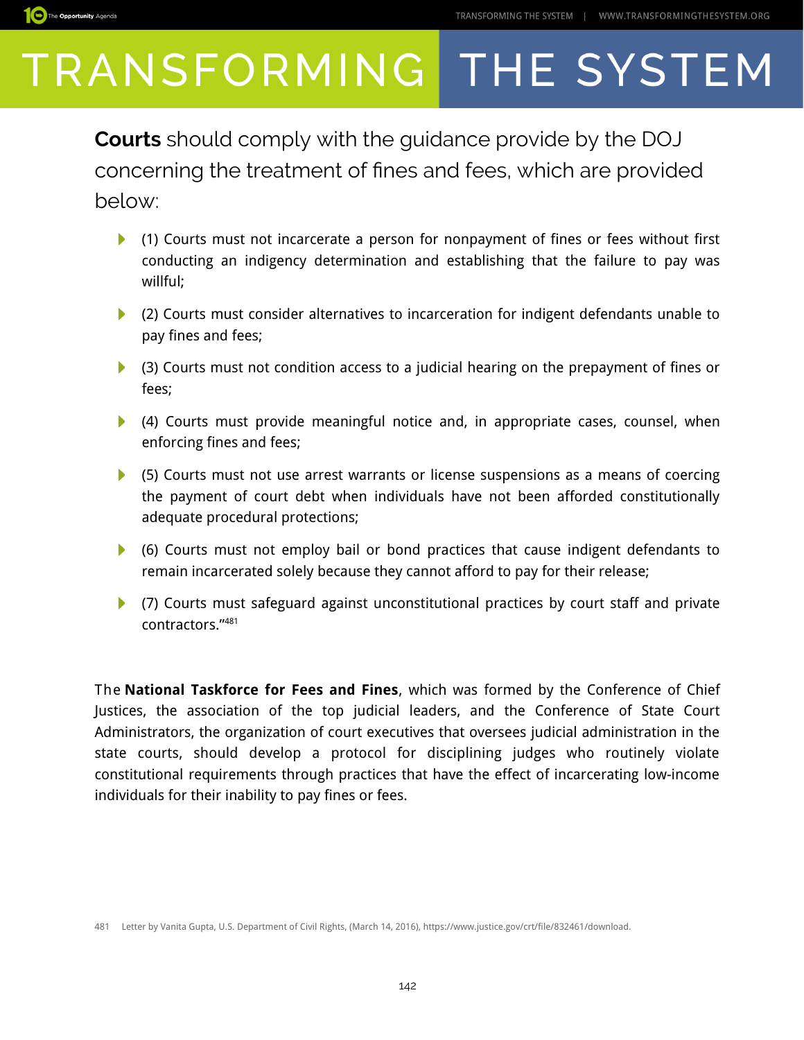**Courts** should comply with the guidance provide by the DOJ concerning the treatment of fines and fees, which are provided below:

- (1) Courts must not incarcerate a person for nonpayment of fines or fees without first conducting an indigency determination and establishing that the failure to pay was willful;
- (2) Courts must consider alternatives to incarceration for indigent defendants unable to pay fines and fees;
- (3) Courts must not condition access to a judicial hearing on the prepayment of fines or fees;
- (4) Courts must provide meaningful notice and, in appropriate cases, counsel, when enforcing fines and fees;
- (5) Courts must not use arrest warrants or license suspensions as a means of coercing the payment of court debt when individuals have not been afforded constitutionally adequate procedural protections;
- (6) Courts must not employ bail or bond practices that cause indigent defendants to remain incarcerated solely because they cannot afford to pay for their release;
- (7) Courts must safeguard against unconstitutional practices by court staff and private contractors."[481]

The **National Taskforce for Fees and Fines**, which was formed by the Conference of Chief Justices, the association of the top judicial leaders, and the Conference of State Court Administrators, the organization of court executives that oversees judicial administration in the state courts, should develop a protocol for disciplining judges who routinely violate constitutional requirements through practices that have the effect of incarcerating low-income individuals for their inability to pay fines or fees.

481 Letter by Vanita Gupta, U.S. Department of Civil Rights, (March 14, 2016), https://www.justice.gov/crt/file/832461/download.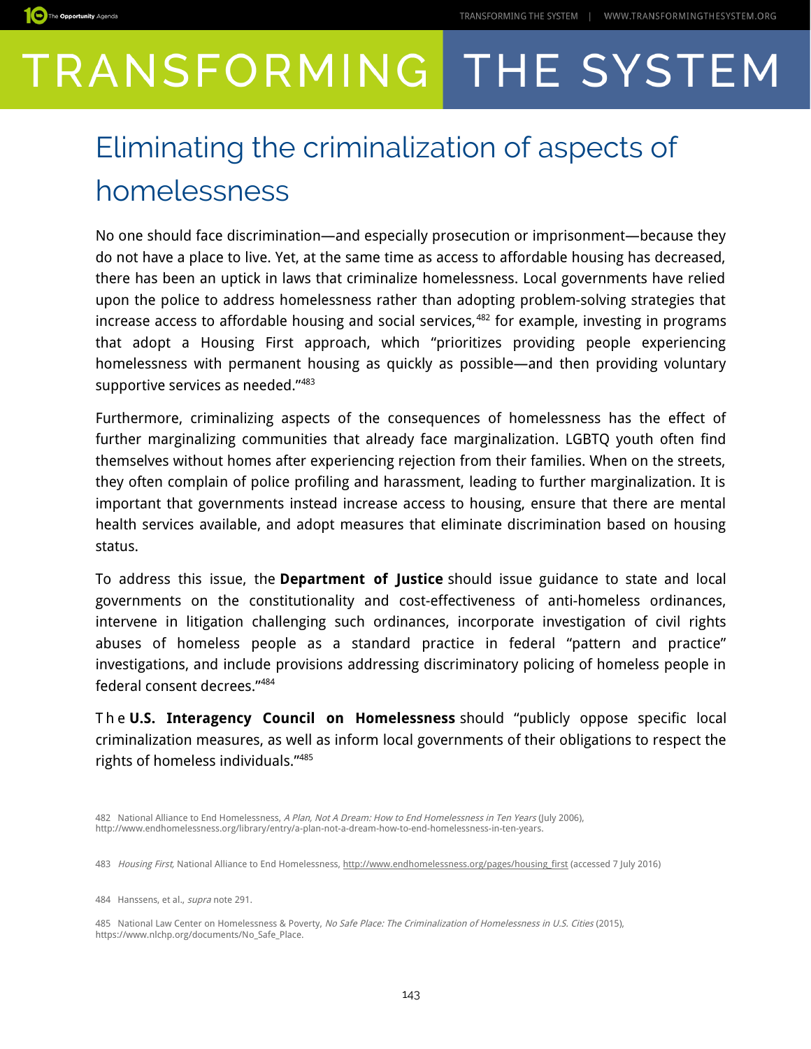## Eliminating the criminalization of aspects of homelessness

No one should face discrimination—and especially prosecution or imprisonment—because they do not have a place to live. Yet, at the same time as access to affordable housing has decreased, there has been an uptick in laws that criminalize homelessness. Local governments have relied upon the police to address homelessness rather than adopting problem-solving strategies that increase access to affordable housing and social services,[482] for example, investing in programs that adopt a Housing First approach, which "prioritizes providing people experiencing homelessness with permanent housing as quickly as possible—and then providing voluntary supportive services as needed."[483]

Furthermore, criminalizing aspects of the consequences of homelessness has the effect of further marginalizing communities that already face marginalization. LGBTQ youth often find themselves without homes after experiencing rejection from their families. When on the streets, they often complain of police profiling and harassment, leading to further marginalization. It is important that governments instead increase access to housing, ensure that there are mental health services available, and adopt measures that eliminate discrimination based on housing status.

To address this issue, the **Department of Justice** should issue guidance to state and local governments on the constitutionality and cost-effectiveness of anti-homeless ordinances, intervene in litigation challenging such ordinances, incorporate investigation of civil rights abuses of homeless people as a standard practice in federal "pattern and practice" investigations, and include provisions addressing discriminatory policing of homeless people in federal consent decrees."[484]

The **U.S. Interagency Council on Homelessness** should "publicly oppose specific local criminalization measures, as well as inform local governments of their obligations to respect the rights of homeless individuals."[485]

482 National Alliance to End Homelessness, *A Plan, Not A Dream: How to End Homelessness in Ten Years* (July 2006), http://www.endhomelessness.org/library/entry/a-plan-not-a-dream-how-to-end-homelessness-in-ten-years.

483 *Housing First,* National Alliance to End Homelessness, http://www.endhomelessness.org/pages/housing_first (accessed 7 July 2016)

484 Hanssens, et al., *supra* note 291.

485 National Law Center on Homelessness & Poverty, *No Safe Place: The Criminalization of Homelessness in U.S. Cities* (2015), https://www.nlchp.org/documents/No_Safe_Place.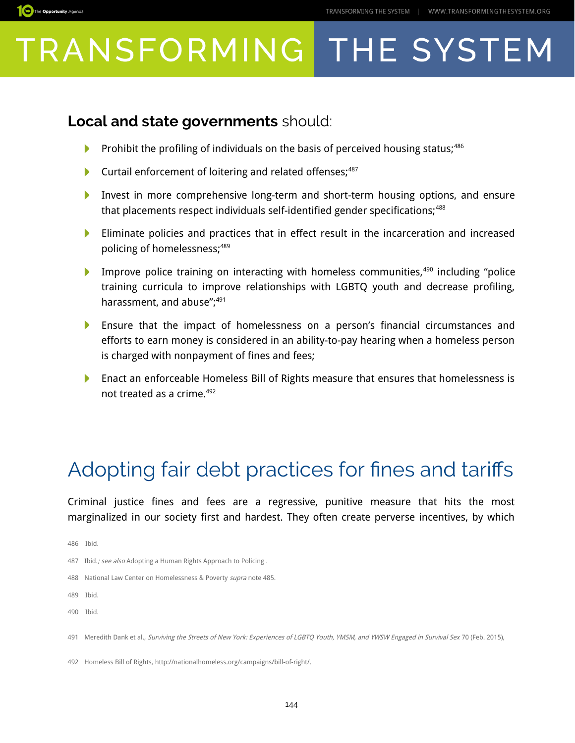**Local and state governments** should:

- Prohibit the profiling of individuals on the basis of perceived housing status;[486]
- Curtail enforcement of loitering and related offenses;[487]
- Invest in more comprehensive long-term and short-term housing options, and ensure that placements respect individuals self-identified gender specifications;[488]
- Eliminate policies and practices that in effect result in the incarceration and increased policing of homelessness;[489]
- Improve police training on interacting with homeless communities,[490] including "police training curricula to improve relationships with LGBTQ youth and decrease profiling, harassment, and abuse";[491]
- Ensure that the impact of homelessness on a person's financial circumstances and efforts to earn money is considered in an ability-to-pay hearing when a homeless person is charged with nonpayment of fines and fees;
- Enact an enforceable Homeless Bill of Rights measure that ensures that homelessness is not treated as a crime.[492]

## Adopting fair debt practices for fines and tariffs

Criminal justice fines and fees are a regressive, punitive measure that hits the most marginalized in our society first and hardest. They often create perverse incentives, by which

486 Ibid.

487 Ibid.*; see also* Adopting a Human Rights Approach to Policing .

488 National Law Center on Homelessness & Poverty *supra* note 485.

489 Ibid.

490 Ibid.

491 Meredith Dank et al., *Surviving the Streets of New York: Experiences of LGBTQ Youth, YMSM, and YWSW Engaged in Survival Sex* 70 (Feb. 2015),

492 Homeless Bill of Rights, http://nationalhomeless.org/campaigns/bill-of-right/.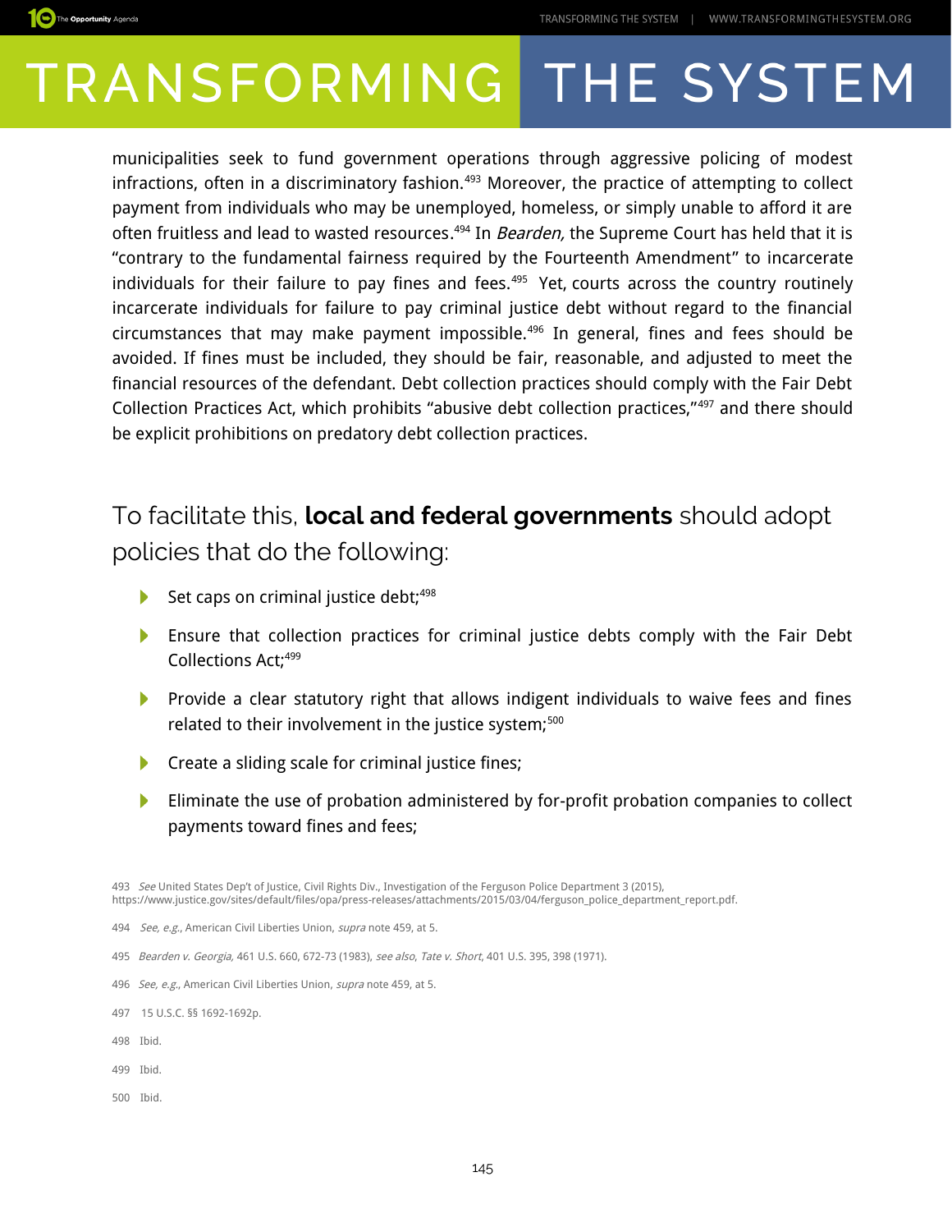municipalities seek to fund government operations through aggressive policing of modest infractions, often in a discriminatory fashion.[493] Moreover, the practice of attempting to collect payment from individuals who may be unemployed, homeless, or simply unable to afford it are often fruitless and lead to wasted resources.[494] In *Bearden,* the Supreme Court has held that it is "contrary to the fundamental fairness required by the Fourteenth Amendment" to incarcerate individuals for their failure to pay fines and fees.[495] Yet, courts across the country routinely incarcerate individuals for failure to pay criminal justice debt without regard to the financial circumstances that may make payment impossible.[496] In general, fines and fees should be avoided. If fines must be included, they should be fair, reasonable, and adjusted to meet the financial resources of the defendant. Debt collection practices should comply with the Fair Debt Collection Practices Act, which prohibits "abusive debt collection practices,"[497] and there should be explicit prohibitions on predatory debt collection practices.

## To facilitate this, **local and federal governments** should adopt policies that do the following:

- Set caps on criminal justice debt;[498]
- Ensure that collection practices for criminal justice debts comply with the Fair Debt Collections Act;[499]
- Provide a clear statutory right that allows indigent individuals to waive fees and fines related to their involvement in the justice system;[500]
- Create a sliding scale for criminal justice fines;
- Eliminate the use of probation administered by for-profit probation companies to collect payments toward fines and fees;

---

493 *See* United States Dep't of Justice, Civil Rights Div., Investigation of the Ferguson Police Department 3 (2015), https://www.justice.gov/sites/default/files/opa/press-releases/attachments/2015/03/04/ferguson_police_department_report.pdf.

494 *See, e.g.*, American Civil Liberties Union, *supra* note 459, at 5.

495 *Bearden v. Georgia*, 461 U.S. 660, 672-73 (1983), *see also*, *Tate v. Short*, 401 U.S. 395, 398 (1971).

496 *See, e.g.*, American Civil Liberties Union, *supra* note 459, at 5.

497 15 U.S.C. §§ 1692-1692p.

498 Ibid.

499 Ibid.

500 Ibid.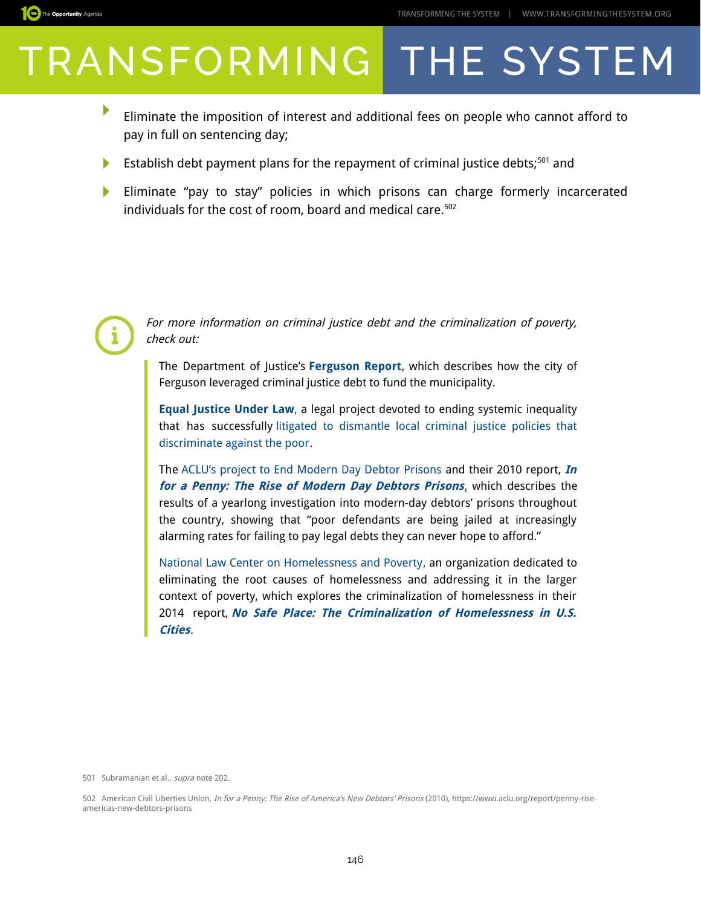- Eliminate the imposition of interest and additional fees on people who cannot afford to pay in full on sentencing day;
- Establish debt payment plans for the repayment of criminal justice debts;[501] and
- Eliminate "pay to stay" policies in which prisons can charge formerly incarcerated individuals for the cost of room, board and medical care.[502]

*For more information on criminal justice debt and the criminalization of poverty, check out:*

> The Department of Justice's **Ferguson Report**, which describes how the city of Ferguson leveraged criminal justice debt to fund the municipality.
>
> **Equal Justice Under Law**, a legal project devoted to ending systemic inequality that has successfully litigated to dismantle local criminal justice policies that discriminate against the poor.
>
> The ACLU's project to End Modern Day Debtor Prisons and their 2010 report, ***In for a Penny: The Rise of Modern Day Debtors Prisons***, which describes the results of a yearlong investigation into modern-day debtors' prisons throughout the country, showing that "poor defendants are being jailed at increasingly alarming rates for failing to pay legal debts they can never hope to afford."
>
> National Law Center on Homelessness and Poverty, an organization dedicated to eliminating the root causes of homelessness and addressing it in the larger context of poverty, which explores the criminalization of homelessness in their 2014 report, ***No Safe Place: The Criminalization of Homelessness in U.S. Cities***.

501 Subramanian et al., *supra* note 202.

502 American Civil Liberties Union, *In for a Penny: The Rise of America's New Debtors' Prisons* (2010), https://www.aclu.org/report/penny-rise-americas-new-debtors-prisons